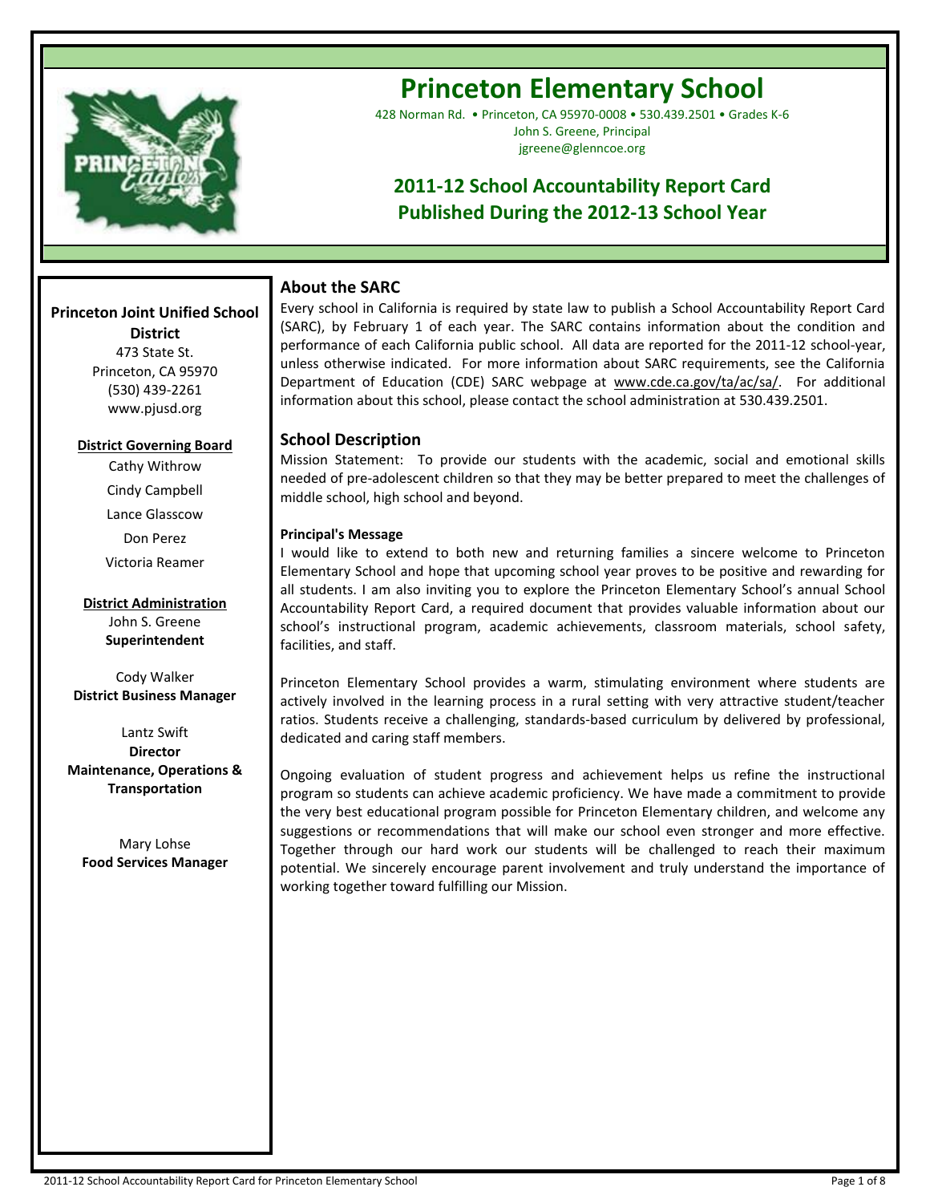# Princeton Elementary School

428 Norman Rd. • Princeton, CA 95970-0008 • 530.439.2501 • Grades K-6
John S. Greene, Principal
jgreene@glenncoe.org

## 2011-12 School Accountability Report Card
## Published During the 2012-13 School Year

**Princeton Joint Unified School District**
473 State St.
Princeton, CA 95970
(530) 439-2261
www.pjusd.org

**District Governing Board**

Cathy Withrow

Cindy Campbell

Lance Glasscow

Don Perez

Victoria Reamer

**District Administration**

John S. Greene
**Superintendent**

Cody Walker
**District Business Manager**

Lantz Swift
**Director Maintenance, Operations & Transportation**

Mary Lohse
**Food Services Manager**

## About the SARC

Every school in California is required by state law to publish a School Accountability Report Card (SARC), by February 1 of each year. The SARC contains information about the condition and performance of each California public school. All data are reported for the 2011-12 school-year, unless otherwise indicated. For more information about SARC requirements, see the California Department of Education (CDE) SARC webpage at www.cde.ca.gov/ta/ac/sa/. For additional information about this school, please contact the school administration at 530.439.2501.

## School Description

Mission Statement: To provide our students with the academic, social and emotional skills needed of pre-adolescent children so that they may be better prepared to meet the challenges of middle school, high school and beyond.

**Principal's Message**

I would like to extend to both new and returning families a sincere welcome to Princeton Elementary School and hope that upcoming school year proves to be positive and rewarding for all students. I am also inviting you to explore the Princeton Elementary School's annual School Accountability Report Card, a required document that provides valuable information about our school's instructional program, academic achievements, classroom materials, school safety, facilities, and staff.

Princeton Elementary School provides a warm, stimulating environment where students are actively involved in the learning process in a rural setting with very attractive student/teacher ratios. Students receive a challenging, standards-based curriculum by delivered by professional, dedicated and caring staff members.

Ongoing evaluation of student progress and achievement helps us refine the instructional program so students can achieve academic proficiency. We have made a commitment to provide the very best educational program possible for Princeton Elementary children, and welcome any suggestions or recommendations that will make our school even stronger and more effective. Together through our hard work our students will be challenged to reach their maximum potential. We sincerely encourage parent involvement and truly understand the importance of working together toward fulfilling our Mission.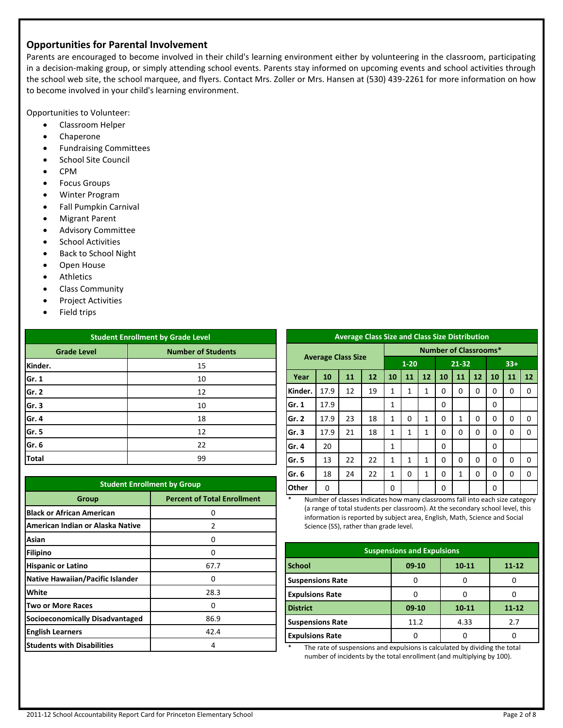## Opportunities for Parental Involvement

Parents are encouraged to become involved in their child's learning environment either by volunteering in the classroom, participating in a decision-making group, or simply attending school events. Parents stay informed on upcoming events and school activities through the school web site, the school marquee, and flyers. Contact Mrs. Zoller or Mrs. Hansen at (530) 439-2261 for more information on how to become involved in your child's learning environment.

Opportunities to Volunteer:

- Classroom Helper
- Chaperone
- Fundraising Committees
- School Site Council
- CPM
- Focus Groups
- Winter Program
- Fall Pumpkin Carnival
- Migrant Parent
- Advisory Committee
- School Activities
- Back to School Night
- Open House
- Athletics
- Class Community
- Project Activities
- Field trips

| Student Enrollment by Grade Level | |
|---|---|
| **Grade Level** | **Number of Students** |
| **Kinder.** | 15 |
| **Gr. 1** | 10 |
| **Gr. 2** | 12 |
| **Gr. 3** | 10 |
| **Gr. 4** | 18 |
| **Gr. 5** | 12 |
| **Gr. 6** | 22 |
| **Total** | 99 |

| Student Enrollment by Group | |
|---|---|
| **Group** | **Percent of Total Enrollment** |
| **Black or African American** | 0 |
| **American Indian or Alaska Native** | 2 |
| **Asian** | 0 |
| **Filipino** | 0 |
| **Hispanic or Latino** | 67.7 |
| **Native Hawaiian/Pacific Islander** | 0 |
| **White** | 28.3 |
| **Two or More Races** | 0 |
| **Socioeconomically Disadvantaged** | 86.9 |
| **English Learners** | 42.4 |
| **Students with Disabilities** | 4 |

**Average Class Size and Class Size Distribution**

| | Average Class Size | | | Number of Classrooms* | | | | | | | | |
|---|---|---|---|---|---|---|---|---|---|---|---|---|
| | | | | 1-20 | | | 21-32 | | | 33+ | | |
| **Year** | **10** | **11** | **12** | **10** | **11** | **12** | **10** | **11** | **12** | **10** | **11** | **12** |
| **Kinder.** | 17.9 | 12 | 19 | 1 | 1 | 1 | 0 | 0 | 0 | 0 | 0 | 0 |
| **Gr. 1** | 17.9 | | | 1 | | | 0 | | | 0 | | |
| **Gr. 2** | 17.9 | 23 | 18 | 1 | 0 | 1 | 0 | 1 | 0 | 0 | 0 | 0 |
| **Gr. 3** | 17.9 | 21 | 18 | 1 | 1 | 1 | 0 | 0 | 0 | 0 | 0 | 0 |
| **Gr. 4** | 20 | | | 1 | | | 0 | | | 0 | | |
| **Gr. 5** | 13 | 22 | 22 | 1 | 1 | 1 | 0 | 0 | 0 | 0 | 0 | 0 |
| **Gr. 6** | 18 | 24 | 22 | 1 | 0 | 1 | 0 | 1 | 0 | 0 | 0 | 0 |
| **Other** | 0 | | | 0 | | | 0 | | | 0 | | |

\* Number of classes indicates how many classrooms fall into each size category (a range of total students per classroom). At the secondary school level, this information is reported by subject area, English, Math, Science and Social Science (SS), rather than grade level.

| Suspensions and Expulsions | | | |
|---|---|---|---|
| **School** | **09-10** | **10-11** | **11-12** |
| **Suspensions Rate** | 0 | 0 | 0 |
| **Expulsions Rate** | 0 | 0 | 0 |
| **District** | **09-10** | **10-11** | **11-12** |
| **Suspensions Rate** | 11.2 | 4.33 | 2.7 |
| **Expulsions Rate** | 0 | 0 | 0 |

\* The rate of suspensions and expulsions is calculated by dividing the total number of incidents by the total enrollment (and multiplying by 100).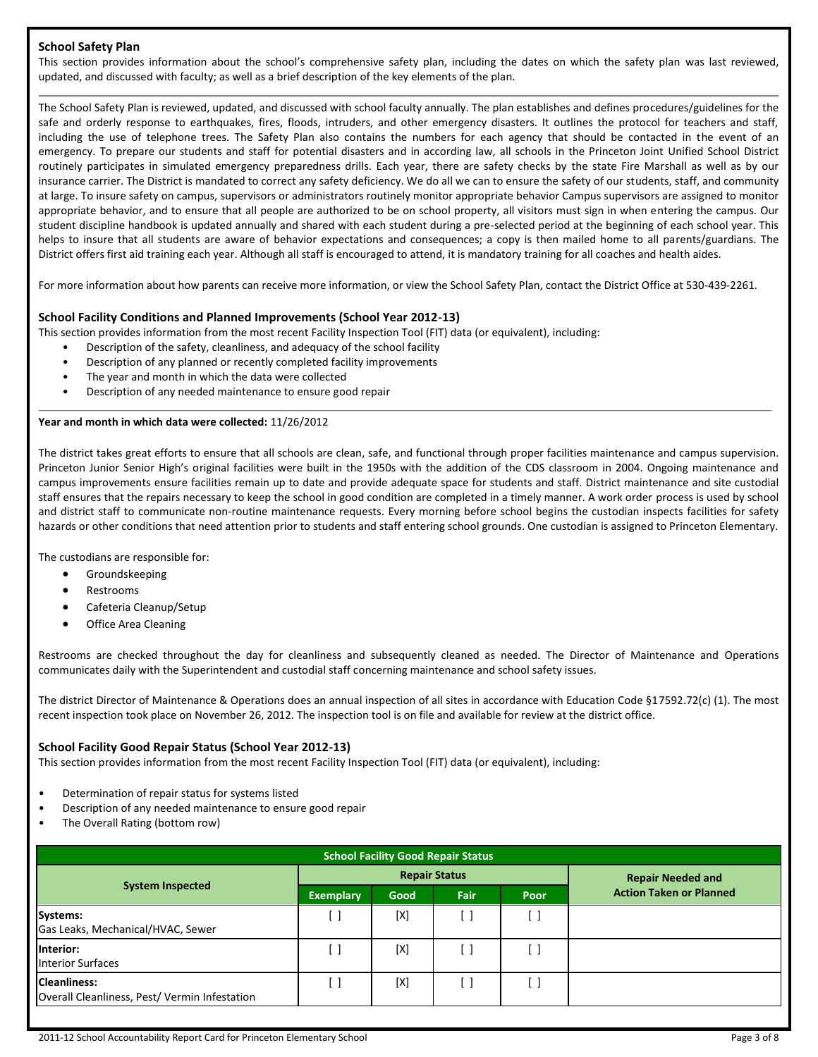### School Safety Plan

This section provides information about the school's comprehensive safety plan, including the dates on which the safety plan was last reviewed, updated, and discussed with faculty; as well as a brief description of the key elements of the plan.

The School Safety Plan is reviewed, updated, and discussed with school faculty annually. The plan establishes and defines procedures/guidelines for the safe and orderly response to earthquakes, fires, floods, intruders, and other emergency disasters. It outlines the protocol for teachers and staff, including the use of telephone trees. The Safety Plan also contains the numbers for each agency that should be contacted in the event of an emergency. To prepare our students and staff for potential disasters and in according law, all schools in the Princeton Joint Unified School District routinely participates in simulated emergency preparedness drills. Each year, there are safety checks by the state Fire Marshall as well as by our insurance carrier. The District is mandated to correct any safety deficiency. We do all we can to ensure the safety of our students, staff, and community at large. To insure safety on campus, supervisors or administrators routinely monitor appropriate behavior Campus supervisors are assigned to monitor appropriate behavior, and to ensure that all people are authorized to be on school property, all visitors must sign in when entering the campus. Our student discipline handbook is updated annually and shared with each student during a pre-selected period at the beginning of each school year. This helps to insure that all students are aware of behavior expectations and consequences; a copy is then mailed home to all parents/guardians. The District offers first aid training each year. Although all staff is encouraged to attend, it is mandatory training for all coaches and health aides.

For more information about how parents can receive more information, or view the School Safety Plan, contact the District Office at 530-439-2261.

### School Facility Conditions and Planned Improvements (School Year 2012-13)

This section provides information from the most recent Facility Inspection Tool (FIT) data (or equivalent), including:

- Description of the safety, cleanliness, and adequacy of the school facility
- Description of any planned or recently completed facility improvements
- The year and month in which the data were collected
- Description of any needed maintenance to ensure good repair

**Year and month in which data were collected:** 11/26/2012

The district takes great efforts to ensure that all schools are clean, safe, and functional through proper facilities maintenance and campus supervision. Princeton Junior Senior High's original facilities were built in the 1950s with the addition of the CDS classroom in 2004. Ongoing maintenance and campus improvements ensure facilities remain up to date and provide adequate space for students and staff. District maintenance and site custodial staff ensures that the repairs necessary to keep the school in good condition are completed in a timely manner. A work order process is used by school and district staff to communicate non-routine maintenance requests. Every morning before school begins the custodian inspects facilities for safety hazards or other conditions that need attention prior to students and staff entering school grounds. One custodian is assigned to Princeton Elementary.

The custodians are responsible for:

- Groundskeeping
- Restrooms
- Cafeteria Cleanup/Setup
- Office Area Cleaning

Restrooms are checked throughout the day for cleanliness and subsequently cleaned as needed. The Director of Maintenance and Operations communicates daily with the Superintendent and custodial staff concerning maintenance and school safety issues.

The district Director of Maintenance & Operations does an annual inspection of all sites in accordance with Education Code §17592.72(c) (1). The most recent inspection took place on November 26, 2012. The inspection tool is on file and available for review at the district office.

### School Facility Good Repair Status (School Year 2012-13)

This section provides information from the most recent Facility Inspection Tool (FIT) data (or equivalent), including:

- Determination of repair status for systems listed
- Description of any needed maintenance to ensure good repair
- The Overall Rating (bottom row)

| School Facility Good Repair Status | | | | | |
|---|---|---|---|---|---|
| System Inspected | Repair Status | | | | Repair Needed and Action Taken or Planned |
| | Exemplary | Good | Fair | Poor | |
| **Systems:** Gas Leaks, Mechanical/HVAC, Sewer | [ ] | [X] | [ ] | [ ] | |
| **Interior:** Interior Surfaces | [ ] | [X] | [ ] | [ ] | |
| **Cleanliness:** Overall Cleanliness, Pest/ Vermin Infestation | [ ] | [X] | [ ] | [ ] | |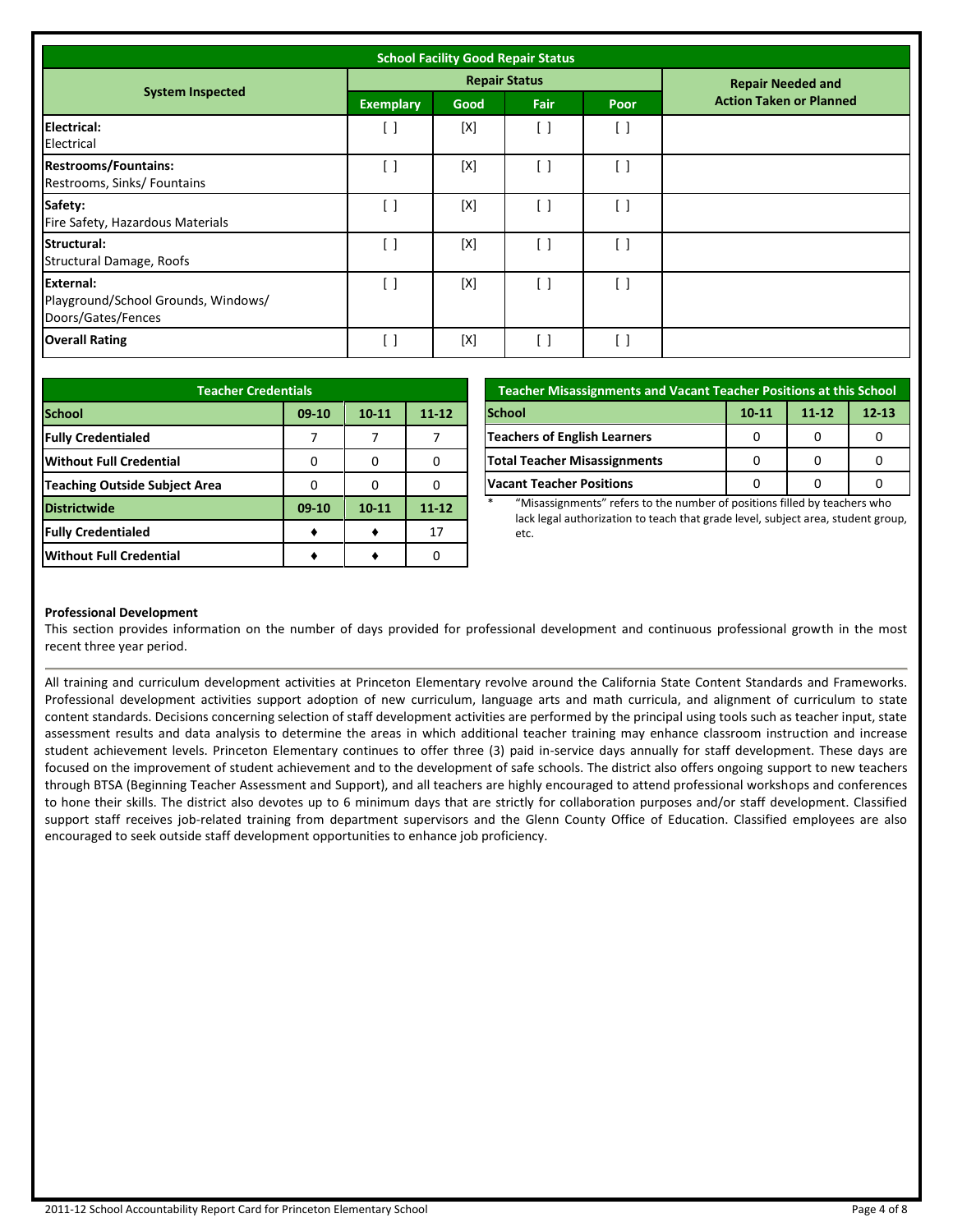| School Facility Good Repair Status | | | | | |
|---|---|---|---|---|---|
| **System Inspected** | **Repair Status** | | | | **Repair Needed and Action Taken or Planned** |
| | **Exemplary** | **Good** | **Fair** | **Poor** | |
| **Electrical:** Electrical | [ ] | [X] | [ ] | [ ] | |
| **Restrooms/Fountains:** Restrooms, Sinks/ Fountains | [ ] | [X] | [ ] | [ ] | |
| **Safety:** Fire Safety, Hazardous Materials | [ ] | [X] | [ ] | [ ] | |
| **Structural:** Structural Damage, Roofs | [ ] | [X] | [ ] | [ ] | |
| **External:** Playground/School Grounds, Windows/ Doors/Gates/Fences | [ ] | [X] | [ ] | [ ] | |
| **Overall Rating** | [ ] | [X] | [ ] | [ ] | |

| Teacher Credentials | | | |
|---|---|---|---|
| **School** | **09-10** | **10-11** | **11-12** |
| **Fully Credentialed** | 7 | 7 | 7 |
| **Without Full Credential** | 0 | 0 | 0 |
| **Teaching Outside Subject Area** | 0 | 0 | 0 |
| **Districtwide** | **09-10** | **10-11** | **11-12** |
| **Fully Credentialed** | ♦ | ♦ | 17 |
| **Without Full Credential** | ♦ | ♦ | 0 |

| Teacher Misassignments and Vacant Teacher Positions at this School | | | |
|---|---|---|---|
| **School** | **10-11** | **11-12** | **12-13** |
| **Teachers of English Learners** | 0 | 0 | 0 |
| **Total Teacher Misassignments** | 0 | 0 | 0 |
| **Vacant Teacher Positions** | 0 | 0 | 0 |

\* "Misassignments" refers to the number of positions filled by teachers who lack legal authorization to teach that grade level, subject area, student group, etc.

**Professional Development**

This section provides information on the number of days provided for professional development and continuous professional growth in the most recent three year period.

All training and curriculum development activities at Princeton Elementary revolve around the California State Content Standards and Frameworks. Professional development activities support adoption of new curriculum, language arts and math curricula, and alignment of curriculum to state content standards. Decisions concerning selection of staff development activities are performed by the principal using tools such as teacher input, state assessment results and data analysis to determine the areas in which additional teacher training may enhance classroom instruction and increase student achievement levels. Princeton Elementary continues to offer three (3) paid in-service days annually for staff development. These days are focused on the improvement of student achievement and to the development of safe schools. The district also offers ongoing support to new teachers through BTSA (Beginning Teacher Assessment and Support), and all teachers are highly encouraged to attend professional workshops and conferences to hone their skills. The district also devotes up to 6 minimum days that are strictly for collaboration purposes and/or staff development. Classified support staff receives job-related training from department supervisors and the Glenn County Office of Education. Classified employees are also encouraged to seek outside staff development opportunities to enhance job proficiency.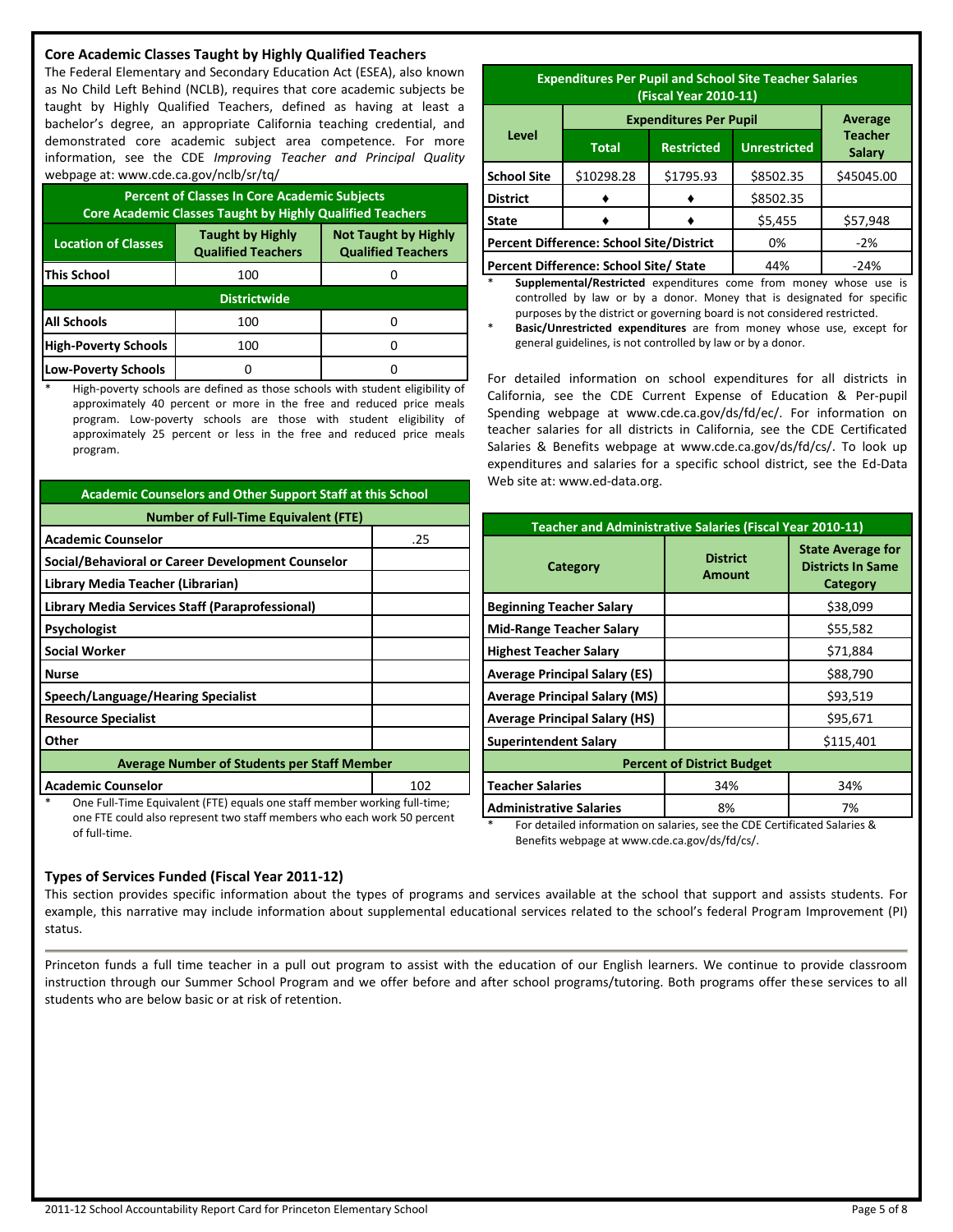## Core Academic Classes Taught by Highly Qualified Teachers

The Federal Elementary and Secondary Education Act (ESEA), also known as No Child Left Behind (NCLB), requires that core academic subjects be taught by Highly Qualified Teachers, defined as having at least a bachelor's degree, an appropriate California teaching credential, and demonstrated core academic subject area competence. For more information, see the CDE *Improving Teacher and Principal Quality* webpage at: www.cde.ca.gov/nclb/sr/tq/

| Percent of Classes In Core Academic Subjects Core Academic Classes Taught by Highly Qualified Teachers | | |
|---|---|---|
| **Location of Classes** | **Taught by Highly Qualified Teachers** | **Not Taught by Highly Qualified Teachers** |
| **This School** | 100 | 0 |
| **Districtwide** | | |
| **All Schools** | 100 | 0 |
| **High-Poverty Schools** | 100 | 0 |
| **Low-Poverty Schools** | 0 | 0 |

\* High-poverty schools are defined as those schools with student eligibility of approximately 40 percent or more in the free and reduced price meals program. Low-poverty schools are those with student eligibility of approximately 25 percent or less in the free and reduced price meals program.

| Academic Counselors and Other Support Staff at this School | |
|---|---|
| **Number of Full-Time Equivalent (FTE)** | |
| **Academic Counselor** | .25 |
| **Social/Behavioral or Career Development Counselor** | |
| **Library Media Teacher (Librarian)** | |
| **Library Media Services Staff (Paraprofessional)** | |
| **Psychologist** | |
| **Social Worker** | |
| **Nurse** | |
| **Speech/Language/Hearing Specialist** | |
| **Resource Specialist** | |
| **Other** | |
| **Average Number of Students per Staff Member** | |
| **Academic Counselor** | 102 |

\* One Full-Time Equivalent (FTE) equals one staff member working full-time; one FTE could also represent two staff members who each work 50 percent of full-time.

| Expenditures Per Pupil and School Site Teacher Salaries (Fiscal Year 2010-11) | | | | |
|---|---|---|---|---|
| **Level** | **Expenditures Per Pupil** | | | **Average Teacher Salary** |
| | **Total** | **Restricted** | **Unrestricted** | |
| **School Site** | $10298.28 | $1795.93 | $8502.35 | $45045.00 |
| **District** | ♦ | ♦ | $8502.35 | |
| **State** | ♦ | ♦ | $5,455 | $57,948 |
| **Percent Difference: School Site/District** | | | 0% | -2% |
| **Percent Difference: School Site/ State** | | | 44% | -24% |

\* **Supplemental/Restricted** expenditures come from money whose use is controlled by law or by a donor. Money that is designated for specific purposes by the district or governing board is not considered restricted.

\* **Basic/Unrestricted expenditures** are from money whose use, except for general guidelines, is not controlled by law or by a donor.

For detailed information on school expenditures for all districts in California, see the CDE Current Expense of Education & Per-pupil Spending webpage at www.cde.ca.gov/ds/fd/ec/. For information on teacher salaries for all districts in California, see the CDE Certificated Salaries & Benefits webpage at www.cde.ca.gov/ds/fd/cs/. To look up expenditures and salaries for a specific school district, see the Ed-Data Web site at: www.ed-data.org.

| Teacher and Administrative Salaries (Fiscal Year 2010-11) | | |
|---|---|---|
| **Category** | **District Amount** | **State Average for Districts In Same Category** |
| **Beginning Teacher Salary** | | $38,099 |
| **Mid-Range Teacher Salary** | | $55,582 |
| **Highest Teacher Salary** | | $71,884 |
| **Average Principal Salary (ES)** | | $88,790 |
| **Average Principal Salary (MS)** | | $93,519 |
| **Average Principal Salary (HS)** | | $95,671 |
| **Superintendent Salary** | | $115,401 |
| **Percent of District Budget** | | |
| **Teacher Salaries** | 34% | 34% |
| **Administrative Salaries** | 8% | 7% |

\* For detailed information on salaries, see the CDE Certificated Salaries & Benefits webpage at www.cde.ca.gov/ds/fd/cs/.

## Types of Services Funded (Fiscal Year 2011-12)

This section provides specific information about the types of programs and services available at the school that support and assists students. For example, this narrative may include information about supplemental educational services related to the school's federal Program Improvement (PI) status.

Princeton funds a full time teacher in a pull out program to assist with the education of our English learners. We continue to provide classroom instruction through our Summer School Program and we offer before and after school programs/tutoring. Both programs offer these services to all students who are below basic or at risk of retention.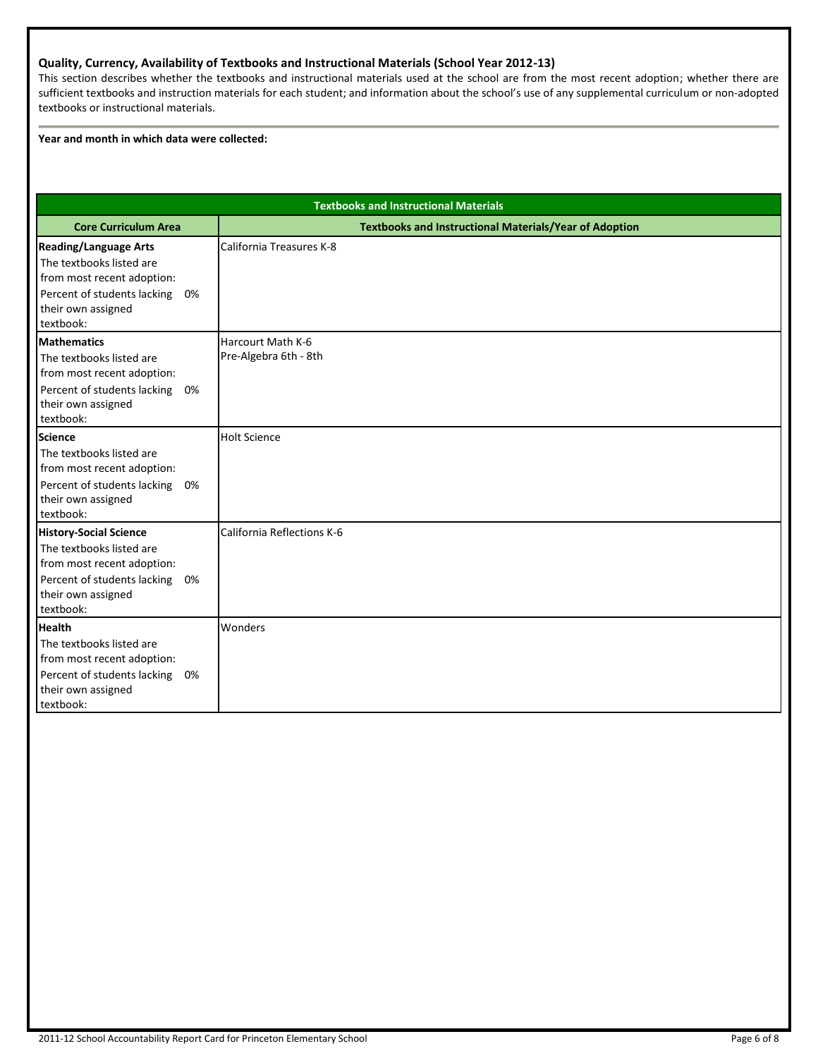### Quality, Currency, Availability of Textbooks and Instructional Materials (School Year 2012-13)

This section describes whether the textbooks and instructional materials used at the school are from the most recent adoption; whether there are sufficient textbooks and instruction materials for each student; and information about the school's use of any supplemental curriculum or non-adopted textbooks or instructional materials.

**Year and month in which data were collected:**

| Textbooks and Instructional Materials | |
|---|---|
| **Core Curriculum Area** | **Textbooks and Instructional Materials/Year of Adoption** |
| **Reading/Language Arts**<br>The textbooks listed are from most recent adoption:<br>Percent of students lacking their own assigned textbook: 0% | California Treasures K-8 |
| **Mathematics**<br>The textbooks listed are from most recent adoption:<br>Percent of students lacking their own assigned textbook: 0% | Harcourt Math K-6<br>Pre-Algebra 6th - 8th |
| **Science**<br>The textbooks listed are from most recent adoption:<br>Percent of students lacking their own assigned textbook: 0% | Holt Science |
| **History-Social Science**<br>The textbooks listed are from most recent adoption:<br>Percent of students lacking their own assigned textbook: 0% | California Reflections K-6 |
| **Health**<br>The textbooks listed are from most recent adoption:<br>Percent of students lacking their own assigned textbook: 0% | Wonders |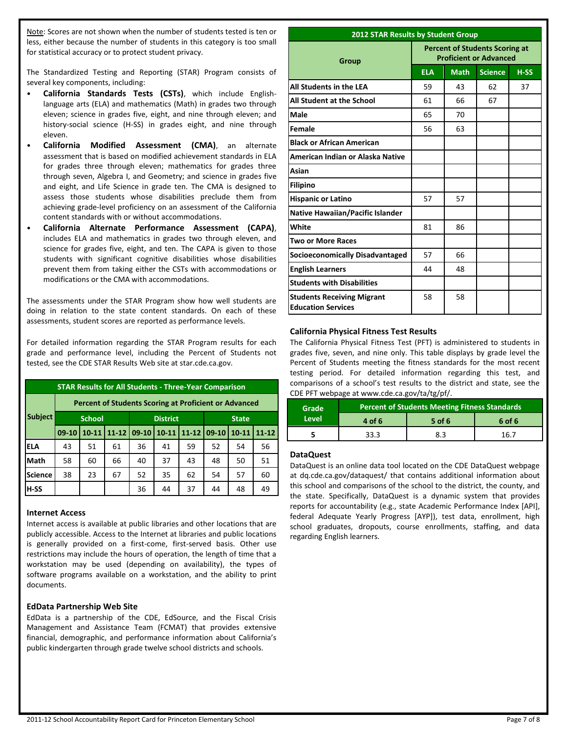Note: Scores are not shown when the number of students tested is ten or less, either because the number of students in this category is too small for statistical accuracy or to protect student privacy.

The Standardized Testing and Reporting (STAR) Program consists of several key components, including:

- **California Standards Tests (CSTs)**, which include English-language arts (ELA) and mathematics (Math) in grades two through eleven; science in grades five, eight, and nine through eleven; and history-social science (H-SS) in grades eight, and nine through eleven.
- **California Modified Assessment (CMA)**, an alternate assessment that is based on modified achievement standards in ELA for grades three through eleven; mathematics for grades three through seven, Algebra I, and Geometry; and science in grades five and eight, and Life Science in grade ten. The CMA is designed to assess those students whose disabilities preclude them from achieving grade-level proficiency on an assessment of the California content standards with or without accommodations.
- **California Alternate Performance Assessment (CAPA)**, includes ELA and mathematics in grades two through eleven, and science for grades five, eight, and ten. The CAPA is given to those students with significant cognitive disabilities whose disabilities prevent them from taking either the CSTs with accommodations or modifications or the CMA with accommodations.

The assessments under the STAR Program show how well students are doing in relation to the state content standards. On each of these assessments, student scores are reported as performance levels.

For detailed information regarding the STAR Program results for each grade and performance level, including the Percent of Students not tested, see the CDE STAR Results Web site at star.cde.ca.gov.

**STAR Results for All Students - Three-Year Comparison**

| Subject | Percent of Students Scoring at Proficient or Advanced | | | | | | | | |
|---|---|---|---|---|---|---|---|---|---|
| | School | | | District | | | State | | |
| | 09-10 | 10-11 | 11-12 | 09-10 | 10-11 | 11-12 | 09-10 | 10-11 | 11-12 |
| ELA | 43 | 51 | 61 | 36 | 41 | 59 | 52 | 54 | 56 |
| Math | 58 | 60 | 66 | 40 | 37 | 43 | 48 | 50 | 51 |
| Science | 38 | 23 | 67 | 52 | 35 | 62 | 54 | 57 | 60 |
| H-SS | | | | 36 | 44 | 37 | 44 | 48 | 49 |

### Internet Access

Internet access is available at public libraries and other locations that are publicly accessible. Access to the Internet at libraries and public locations is generally provided on a first-come, first-served basis. Other use restrictions may include the hours of operation, the length of time that a workstation may be used (depending on availability), the types of software programs available on a workstation, and the ability to print documents.

### EdData Partnership Web Site

EdData is a partnership of the CDE, EdSource, and the Fiscal Crisis Management and Assistance Team (FCMAT) that provides extensive financial, demographic, and performance information about California's public kindergarten through grade twelve school districts and schools.

**2012 STAR Results by Student Group**

| Group | Percent of Students Scoring at Proficient or Advanced | | | |
|---|---|---|---|---|
| | ELA | Math | Science | H-SS |
| All Students in the LEA | 59 | 43 | 62 | 37 |
| All Student at the School | 61 | 66 | 67 | |
| Male | 65 | 70 | | |
| Female | 56 | 63 | | |
| Black or African American | | | | |
| American Indian or Alaska Native | | | | |
| Asian | | | | |
| Filipino | | | | |
| Hispanic or Latino | 57 | 57 | | |
| Native Hawaiian/Pacific Islander | | | | |
| White | 81 | 86 | | |
| Two or More Races | | | | |
| Socioeconomically Disadvantaged | 57 | 66 | | |
| English Learners | 44 | 48 | | |
| Students with Disabilities | | | | |
| Students Receiving Migrant Education Services | 58 | 58 | | |

### California Physical Fitness Test Results

The California Physical Fitness Test (PFT) is administered to students in grades five, seven, and nine only. This table displays by grade level the Percent of Students meeting the fitness standards for the most recent testing period. For detailed information regarding this test, and comparisons of a school's test results to the district and state, see the CDE PFT webpage at www.cde.ca.gov/ta/tg/pf/.

| Grade Level | Percent of Students Meeting Fitness Standards | | |
|---|---|---|---|
| | 4 of 6 | 5 of 6 | 6 of 6 |
| 5 | 33.3 | 8.3 | 16.7 |

### DataQuest

DataQuest is an online data tool located on the CDE DataQuest webpage at dq.cde.ca.gov/dataquest/ that contains additional information about this school and comparisons of the school to the district, the county, and the state. Specifically, DataQuest is a dynamic system that provides reports for accountability (e.g., state Academic Performance Index [API], federal Adequate Yearly Progress [AYP]), test data, enrollment, high school graduates, dropouts, course enrollments, staffing, and data regarding English learners.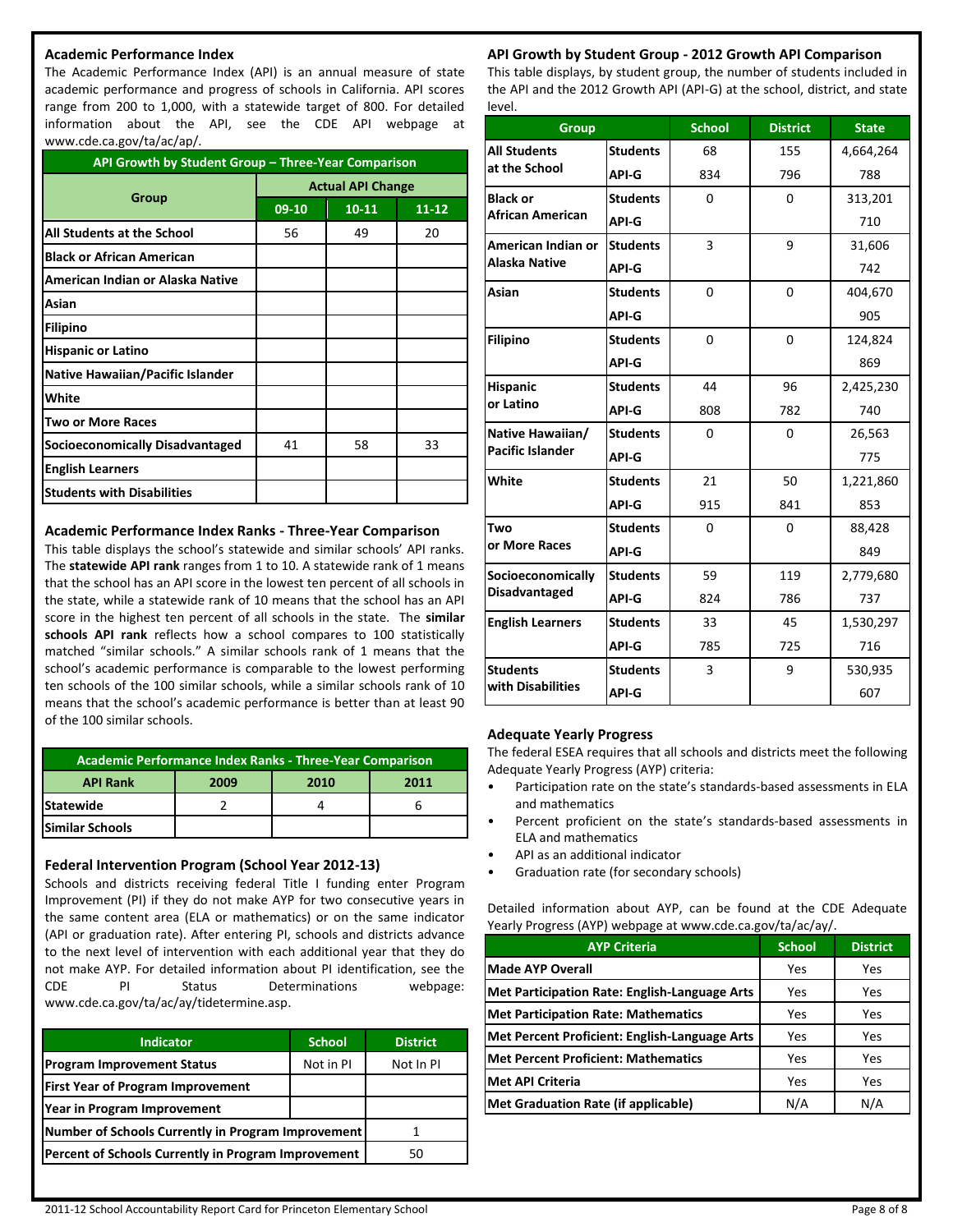## Academic Performance Index

The Academic Performance Index (API) is an annual measure of state academic performance and progress of schools in California. API scores range from 200 to 1,000, with a statewide target of 800. For detailed information about the API, see the CDE API webpage at www.cde.ca.gov/ta/ac/ap/.

| API Growth by Student Group – Three-Year Comparison | | | |
|---|---|---|---|
| Group | Actual API Change | | |
| | 09-10 | 10-11 | 11-12 |
| **All Students at the School** | 56 | 49 | 20 |
| **Black or African American** | | | |
| **American Indian or Alaska Native** | | | |
| **Asian** | | | |
| **Filipino** | | | |
| **Hispanic or Latino** | | | |
| **Native Hawaiian/Pacific Islander** | | | |
| **White** | | | |
| **Two or More Races** | | | |
| **Socioeconomically Disadvantaged** | 41 | 58 | 33 |
| **English Learners** | | | |
| **Students with Disabilities** | | | |

## Academic Performance Index Ranks - Three-Year Comparison

This table displays the school's statewide and similar schools' API ranks. The **statewide API rank** ranges from 1 to 10. A statewide rank of 1 means that the school has an API score in the lowest ten percent of all schools in the state, while a statewide rank of 10 means that the school has an API score in the highest ten percent of all schools in the state. The **similar schools API rank** reflects how a school compares to 100 statistically matched "similar schools." A similar schools rank of 1 means that the school's academic performance is comparable to the lowest performing ten schools of the 100 similar schools, while a similar schools rank of 10 means that the school's academic performance is better than at least 90 of the 100 similar schools.

| API Rank | 2009 | 2010 | 2011 |
|---|---|---|---|
| **Statewide** | 2 | 4 | 6 |
| **Similar Schools** | | | |

## Federal Intervention Program (School Year 2012-13)

Schools and districts receiving federal Title I funding enter Program Improvement (PI) if they do not make AYP for two consecutive years in the same content area (ELA or mathematics) or on the same indicator (API or graduation rate). After entering PI, schools and districts advance to the next level of intervention with each additional year that they do not make AYP. For detailed information about PI identification, see the CDE PI Status Determinations webpage: www.cde.ca.gov/ta/ac/ay/tidetermine.asp.

| Indicator | School | District |
|---|---|---|
| **Program Improvement Status** | Not in PI | Not In PI |
| **First Year of Program Improvement** | | |
| **Year in Program Improvement** | | |
| **Number of Schools Currently in Program Improvement** | | 1 |
| **Percent of Schools Currently in Program Improvement** | | 50 |

## API Growth by Student Group - 2012 Growth API Comparison

This table displays, by student group, the number of students included in the API and the 2012 Growth API (API-G) at the school, district, and state level.

| Group | | School | District | State |
|---|---|---|---|---|
| **All Students at the School** | **Students** | 68 | 155 | 4,664,264 |
| | **API-G** | 834 | 796 | 788 |
| **Black or African American** | **Students** | 0 | 0 | 313,201 |
| | **API-G** | | | 710 |
| **American Indian or Alaska Native** | **Students** | 3 | 9 | 31,606 |
| | **API-G** | | | 742 |
| **Asian** | **Students** | 0 | 0 | 404,670 |
| | **API-G** | | | 905 |
| **Filipino** | **Students** | 0 | 0 | 124,824 |
| | **API-G** | | | 869 |
| **Hispanic or Latino** | **Students** | 44 | 96 | 2,425,230 |
| | **API-G** | 808 | 782 | 740 |
| **Native Hawaiian/ Pacific Islander** | **Students** | 0 | 0 | 26,563 |
| | **API-G** | | | 775 |
| **White** | **Students** | 21 | 50 | 1,221,860 |
| | **API-G** | 915 | 841 | 853 |
| **Two or More Races** | **Students** | 0 | 0 | 88,428 |
| | **API-G** | | | 849 |
| **Socioeconomically Disadvantaged** | **Students** | 59 | 119 | 2,779,680 |
| | **API-G** | 824 | 786 | 737 |
| **English Learners** | **Students** | 33 | 45 | 1,530,297 |
| | **API-G** | 785 | 725 | 716 |
| **Students with Disabilities** | **Students** | 3 | 9 | 530,935 |
| | **API-G** | | | 607 |

## Adequate Yearly Progress

The federal ESEA requires that all schools and districts meet the following Adequate Yearly Progress (AYP) criteria:

- Participation rate on the state's standards-based assessments in ELA and mathematics
- Percent proficient on the state's standards-based assessments in ELA and mathematics
- API as an additional indicator
- Graduation rate (for secondary schools)

Detailed information about AYP, can be found at the CDE Adequate Yearly Progress (AYP) webpage at www.cde.ca.gov/ta/ac/ay/.

| AYP Criteria | School | District |
|---|---|---|
| **Made AYP Overall** | Yes | Yes |
| **Met Participation Rate: English-Language Arts** | Yes | Yes |
| **Met Participation Rate: Mathematics** | Yes | Yes |
| **Met Percent Proficient: English-Language Arts** | Yes | Yes |
| **Met Percent Proficient: Mathematics** | Yes | Yes |
| **Met API Criteria** | Yes | Yes |
| **Met Graduation Rate (if applicable)** | N/A | N/A |